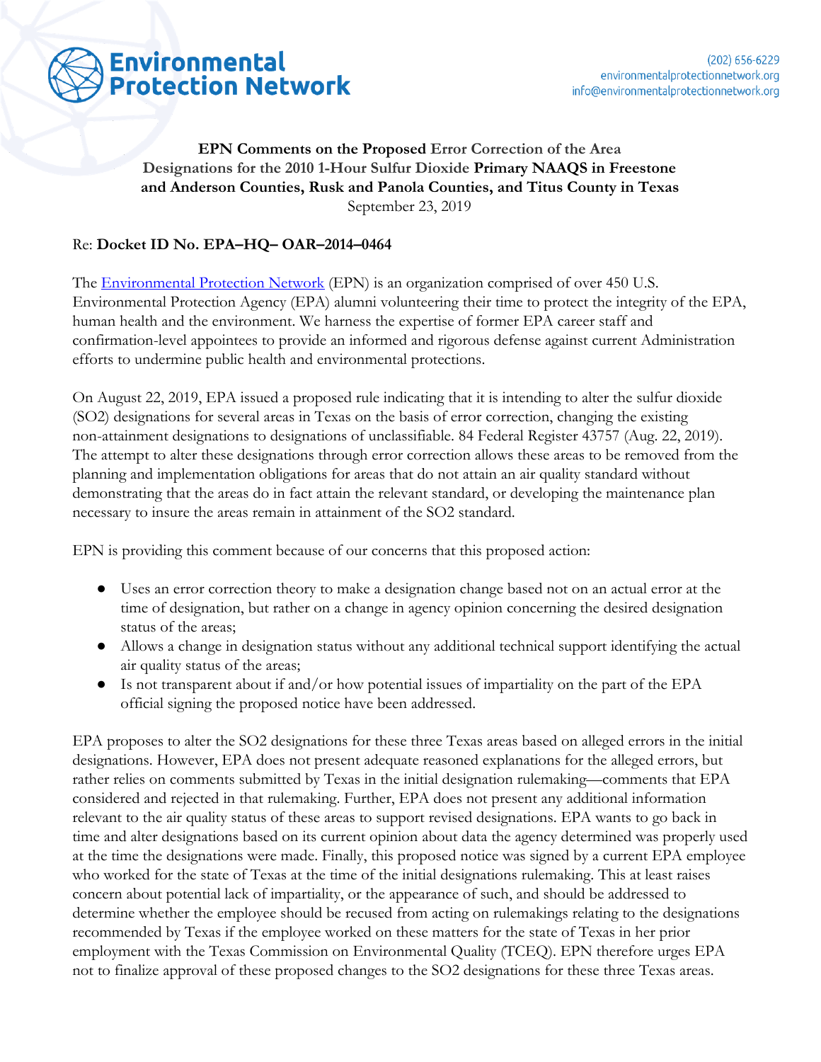**Environmental Protection Network**

(202) 656-6229
environmentalprotectionnetwork.org
info@environmentalprotectionnetwork.org

**EPN Comments on the Proposed Error Correction of the Area Designations for the 2010 1-Hour Sulfur Dioxide Primary NAAQS in Freestone and Anderson Counties, Rusk and Panola Counties, and Titus County in Texas**

September 23, 2019

Re: **Docket ID No. EPA–HQ– OAR–2014–0464**

The [Environmental Protection Network](https://environmentalprotectionnetwork.org) (EPN) is an organization comprised of over 450 U.S. Environmental Protection Agency (EPA) alumni volunteering their time to protect the integrity of the EPA, human health and the environment. We harness the expertise of former EPA career staff and confirmation-level appointees to provide an informed and rigorous defense against current Administration efforts to undermine public health and environmental protections.

On August 22, 2019, EPA issued a proposed rule indicating that it is intending to alter the sulfur dioxide ($SO_2$) designations for several areas in Texas on the basis of error correction, changing the existing non-attainment designations to designations of unclassifiable. 84 Federal Register 43757 (Aug. 22, 2019). The attempt to alter these designations through error correction allows these areas to be removed from the planning and implementation obligations for areas that do not attain an air quality standard without demonstrating that the areas do in fact attain the relevant standard, or developing the maintenance plan necessary to insure the areas remain in attainment of the $SO_2$ standard.

EPN is providing this comment because of our concerns that this proposed action:

- Uses an error correction theory to make a designation change based not on an actual error at the time of designation, but rather on a change in agency opinion concerning the desired designation status of the areas;
- Allows a change in designation status without any additional technical support identifying the actual air quality status of the areas;
- Is not transparent about if and/or how potential issues of impartiality on the part of the EPA official signing the proposed notice have been addressed.

EPA proposes to alter the $SO_2$ designations for these three Texas areas based on alleged errors in the initial designations. However, EPA does not present adequate reasoned explanations for the alleged errors, but rather relies on comments submitted by Texas in the initial designation rulemaking—comments that EPA considered and rejected in that rulemaking. Further, EPA does not present any additional information relevant to the air quality status of these areas to support revised designations. EPA wants to go back in time and alter designations based on its current opinion about data the agency determined was properly used at the time the designations were made. Finally, this proposed notice was signed by a current EPA employee who worked for the state of Texas at the time of the initial designations rulemaking. This at least raises concern about potential lack of impartiality, or the appearance of such, and should be addressed to determine whether the employee should be recused from acting on rulemakings relating to the designations recommended by Texas if the employee worked on these matters for the state of Texas in her prior employment with the Texas Commission on Environmental Quality (TCEQ). EPN therefore urges EPA not to finalize approval of these proposed changes to the $SO_2$ designations for these three Texas areas.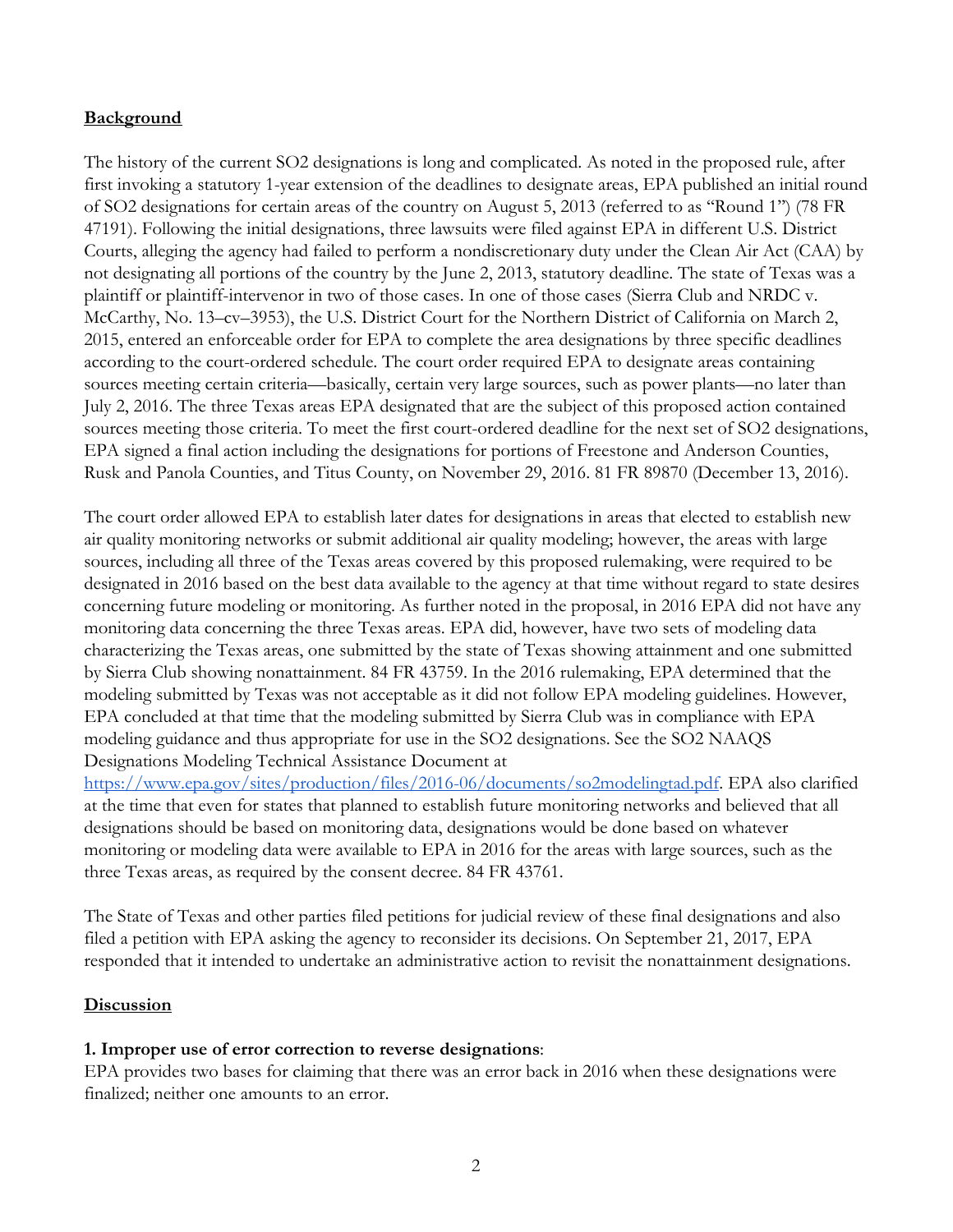## Background

The history of the current SO2 designations is long and complicated. As noted in the proposed rule, after first invoking a statutory 1-year extension of the deadlines to designate areas, EPA published an initial round of SO2 designations for certain areas of the country on August 5, 2013 (referred to as "Round 1") (78 FR 47191). Following the initial designations, three lawsuits were filed against EPA in different U.S. District Courts, alleging the agency had failed to perform a nondiscretionary duty under the Clean Air Act (CAA) by not designating all portions of the country by the June 2, 2013, statutory deadline. The state of Texas was a plaintiff or plaintiff-intervenor in two of those cases. In one of those cases (Sierra Club and NRDC v. McCarthy, No. 13–cv–3953), the U.S. District Court for the Northern District of California on March 2, 2015, entered an enforceable order for EPA to complete the area designations by three specific deadlines according to the court-ordered schedule. The court order required EPA to designate areas containing sources meeting certain criteria—basically, certain very large sources, such as power plants—no later than July 2, 2016. The three Texas areas EPA designated that are the subject of this proposed action contained sources meeting those criteria. To meet the first court-ordered deadline for the next set of SO2 designations, EPA signed a final action including the designations for portions of Freestone and Anderson Counties, Rusk and Panola Counties, and Titus County, on November 29, 2016. 81 FR 89870 (December 13, 2016).

The court order allowed EPA to establish later dates for designations in areas that elected to establish new air quality monitoring networks or submit additional air quality modeling; however, the areas with large sources, including all three of the Texas areas covered by this proposed rulemaking, were required to be designated in 2016 based on the best data available to the agency at that time without regard to state desires concerning future modeling or monitoring. As further noted in the proposal, in 2016 EPA did not have any monitoring data concerning the three Texas areas. EPA did, however, have two sets of modeling data characterizing the Texas areas, one submitted by the state of Texas showing attainment and one submitted by Sierra Club showing nonattainment. 84 FR 43759. In the 2016 rulemaking, EPA determined that the modeling submitted by Texas was not acceptable as it did not follow EPA modeling guidelines. However, EPA concluded at that time that the modeling submitted by Sierra Club was in compliance with EPA modeling guidance and thus appropriate for use in the SO2 designations. See the SO2 NAAQS Designations Modeling Technical Assistance Document at https://www.epa.gov/sites/production/files/2016-06/documents/so2modelingtad.pdf. EPA also clarified at the time that even for states that planned to establish future monitoring networks and believed that all designations should be based on monitoring data, designations would be done based on whatever monitoring or modeling data were available to EPA in 2016 for the areas with large sources, such as the three Texas areas, as required by the consent decree. 84 FR 43761.

The State of Texas and other parties filed petitions for judicial review of these final designations and also filed a petition with EPA asking the agency to reconsider its decisions. On September 21, 2017, EPA responded that it intended to undertake an administrative action to revisit the nonattainment designations.

## Discussion

**1. Improper use of error correction to reverse designations**:
EPA provides two bases for claiming that there was an error back in 2016 when these designations were finalized; neither one amounts to an error.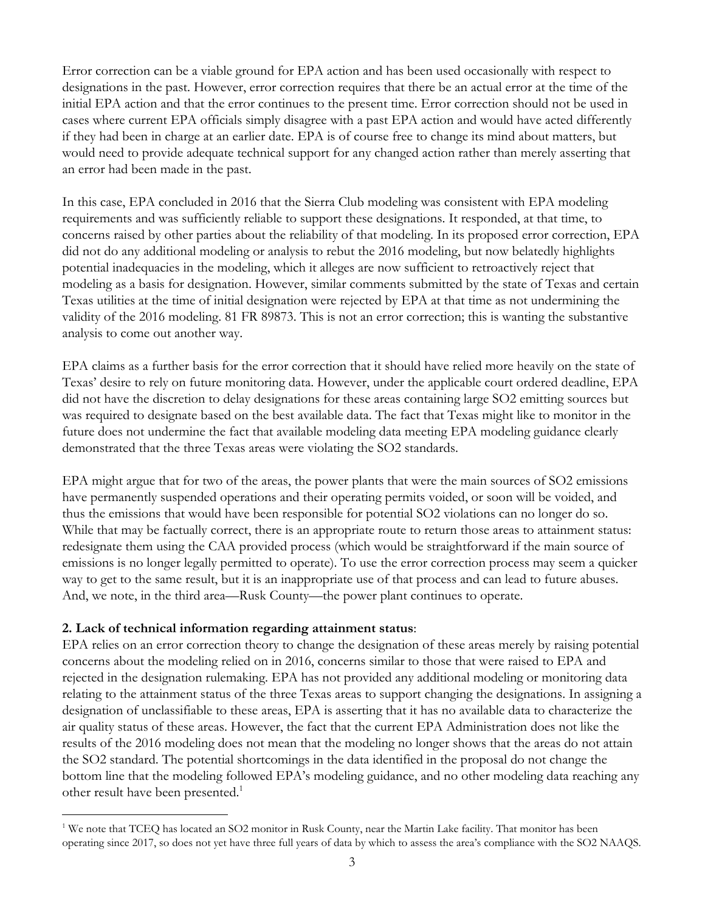Error correction can be a viable ground for EPA action and has been used occasionally with respect to designations in the past. However, error correction requires that there be an actual error at the time of the initial EPA action and that the error continues to the present time. Error correction should not be used in cases where current EPA officials simply disagree with a past EPA action and would have acted differently if they had been in charge at an earlier date. EPA is of course free to change its mind about matters, but would need to provide adequate technical support for any changed action rather than merely asserting that an error had been made in the past.

In this case, EPA concluded in 2016 that the Sierra Club modeling was consistent with EPA modeling requirements and was sufficiently reliable to support these designations. It responded, at that time, to concerns raised by other parties about the reliability of that modeling. In its proposed error correction, EPA did not do any additional modeling or analysis to rebut the 2016 modeling, but now belatedly highlights potential inadequacies in the modeling, which it alleges are now sufficient to retroactively reject that modeling as a basis for designation. However, similar comments submitted by the state of Texas and certain Texas utilities at the time of initial designation were rejected by EPA at that time as not undermining the validity of the 2016 modeling. 81 FR 89873. This is not an error correction; this is wanting the substantive analysis to come out another way.

EPA claims as a further basis for the error correction that it should have relied more heavily on the state of Texas' desire to rely on future monitoring data. However, under the applicable court ordered deadline, EPA did not have the discretion to delay designations for these areas containing large SO2 emitting sources but was required to designate based on the best available data. The fact that Texas might like to monitor in the future does not undermine the fact that available modeling data meeting EPA modeling guidance clearly demonstrated that the three Texas areas were violating the SO2 standards.

EPA might argue that for two of the areas, the power plants that were the main sources of SO2 emissions have permanently suspended operations and their operating permits voided, or soon will be voided, and thus the emissions that would have been responsible for potential SO2 violations can no longer do so. While that may be factually correct, there is an appropriate route to return those areas to attainment status: redesignate them using the CAA provided process (which would be straightforward if the main source of emissions is no longer legally permitted to operate). To use the error correction process may seem a quicker way to get to the same result, but it is an inappropriate use of that process and can lead to future abuses. And, we note, in the third area—Rusk County—the power plant continues to operate.

**2. Lack of technical information regarding attainment status**:
EPA relies on an error correction theory to change the designation of these areas merely by raising potential concerns about the modeling relied on in 2016, concerns similar to those that were raised to EPA and rejected in the designation rulemaking. EPA has not provided any additional modeling or monitoring data relating to the attainment status of the three Texas areas to support changing the designations. In assigning a designation of unclassifiable to these areas, EPA is asserting that it has no available data to characterize the air quality status of these areas. However, the fact that the current EPA Administration does not like the results of the 2016 modeling does not mean that the modeling no longer shows that the areas do not attain the SO2 standard. The potential shortcomings in the data identified in the proposal do not change the bottom line that the modeling followed EPA's modeling guidance, and no other modeling data reaching any other result have been presented.[1]

[1] We note that TCEQ has located an SO2 monitor in Rusk County, near the Martin Lake facility. That monitor has been operating since 2017, so does not yet have three full years of data by which to assess the area's compliance with the SO2 NAAQS.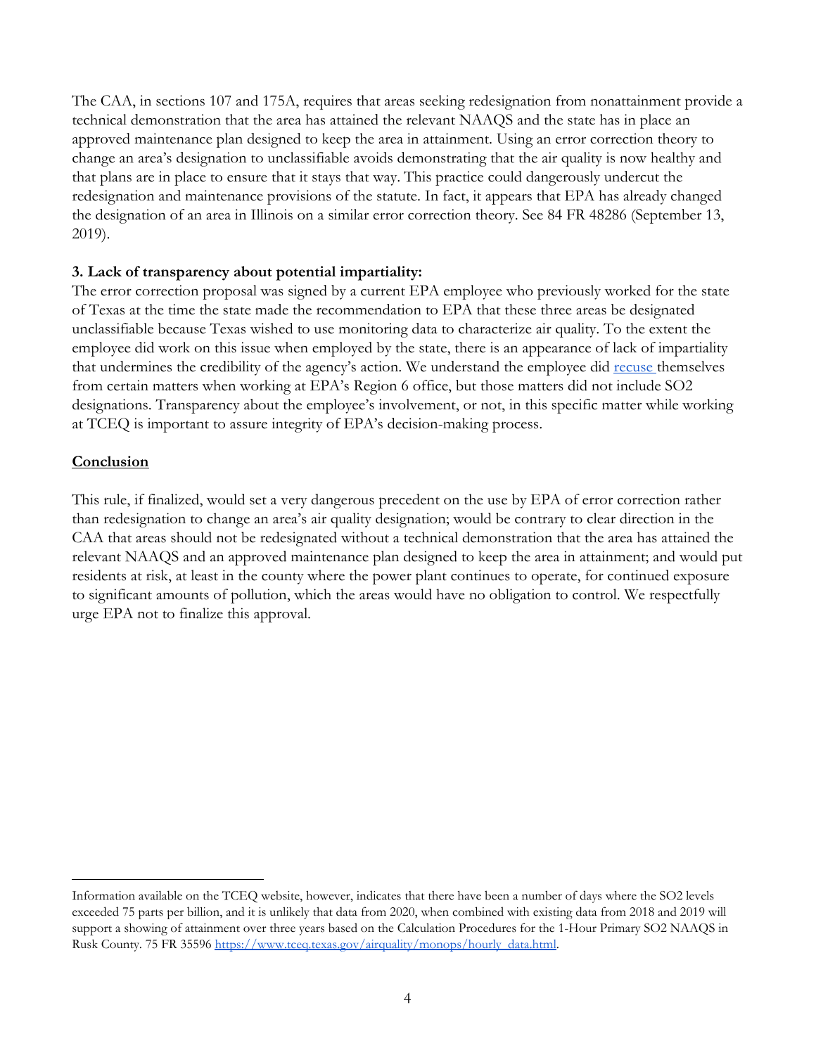The CAA, in sections 107 and 175A, requires that areas seeking redesignation from nonattainment provide a technical demonstration that the area has attained the relevant NAAQS and the state has in place an approved maintenance plan designed to keep the area in attainment. Using an error correction theory to change an area's designation to unclassifiable avoids demonstrating that the air quality is now healthy and that plans are in place to ensure that it stays that way. This practice could dangerously undercut the redesignation and maintenance provisions of the statute. In fact, it appears that EPA has already changed the designation of an area in Illinois on a similar error correction theory. See 84 FR 48286 (September 13, 2019).

**3. Lack of transparency about potential impartiality:**

The error correction proposal was signed by a current EPA employee who previously worked for the state of Texas at the time the state made the recommendation to EPA that these three areas be designated unclassifiable because Texas wished to use monitoring data to characterize air quality. To the extent the employee did work on this issue when employed by the state, there is an appearance of lack of impartiality that undermines the credibility of the agency's action. We understand the employee did recuse themselves from certain matters when working at EPA's Region 6 office, but those matters did not include SO2 designations. Transparency about the employee's involvement, or not, in this specific matter while working at TCEQ is important to assure integrity of EPA's decision-making process.

## Conclusion

This rule, if finalized, would set a very dangerous precedent on the use by EPA of error correction rather than redesignation to change an area's air quality designation; would be contrary to clear direction in the CAA that areas should not be redesignated without a technical demonstration that the area has attained the relevant NAAQS and an approved maintenance plan designed to keep the area in attainment; and would put residents at risk, at least in the county where the power plant continues to operate, for continued exposure to significant amounts of pollution, which the areas would have no obligation to control. We respectfully urge EPA not to finalize this approval.

---

Information available on the TCEQ website, however, indicates that there have been a number of days where the SO2 levels exceeded 75 parts per billion, and it is unlikely that data from 2020, when combined with existing data from 2018 and 2019 will support a showing of attainment over three years based on the Calculation Procedures for the 1-Hour Primary SO2 NAAQS in Rusk County. 75 FR 35596 https://www.tceq.texas.gov/airquality/monops/hourly_data.html.